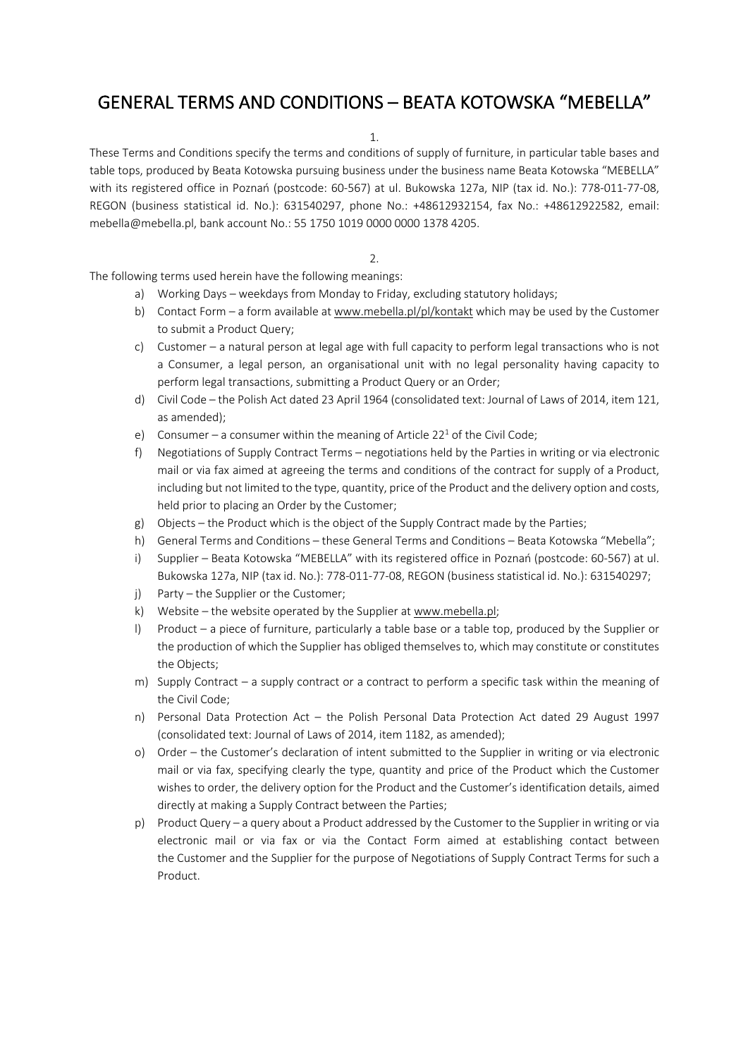# GENERAL TERMS AND CONDITIONS – BEATA KOTOWSKA "MEBELLA"

1.

These Terms and Conditions specify the terms and conditions of supply of furniture, in particular table bases and table tops, produced by Beata Kotowska pursuing business under the business name Beata Kotowska "MEBELLA" with its registered office in Poznań (postcode: 60-567) at ul. Bukowska 127a, NIP (tax id. No.): 778-011-77-08, REGON (business statistical id. No.): 631540297, phone No.: +48612932154, fax No.: +48612922582, email: mebella@mebella.pl, bank account No.: 55 1750 1019 0000 0000 1378 4205.

2.

The following terms used herein have the following meanings:

a) Working Days – weekdays from Monday to Friday, excluding statutory holidays;
b) Contact Form – a form available at www.mebella.pl/pl/kontakt which may be used by the Customer to submit a Product Query;
c) Customer – a natural person at legal age with full capacity to perform legal transactions who is not a Consumer, a legal person, an organisational unit with no legal personality having capacity to perform legal transactions, submitting a Product Query or an Order;
d) Civil Code – the Polish Act dated 23 April 1964 (consolidated text: Journal of Laws of 2014, item 121, as amended);
e) Consumer – a consumer within the meaning of Article 22[1] of the Civil Code;
f) Negotiations of Supply Contract Terms – negotiations held by the Parties in writing or via electronic mail or via fax aimed at agreeing the terms and conditions of the contract for supply of a Product, including but not limited to the type, quantity, price of the Product and the delivery option and costs, held prior to placing an Order by the Customer;
g) Objects – the Product which is the object of the Supply Contract made by the Parties;
h) General Terms and Conditions – these General Terms and Conditions – Beata Kotowska "Mebella";
i) Supplier – Beata Kotowska "MEBELLA" with its registered office in Poznań (postcode: 60-567) at ul. Bukowska 127a, NIP (tax id. No.): 778-011-77-08, REGON (business statistical id. No.): 631540297;
j) Party – the Supplier or the Customer;
k) Website – the website operated by the Supplier at www.mebella.pl;
l) Product – a piece of furniture, particularly a table base or a table top, produced by the Supplier or the production of which the Supplier has obliged themselves to, which may constitute or constitutes the Objects;
m) Supply Contract – a supply contract or a contract to perform a specific task within the meaning of the Civil Code;
n) Personal Data Protection Act – the Polish Personal Data Protection Act dated 29 August 1997 (consolidated text: Journal of Laws of 2014, item 1182, as amended);
o) Order – the Customer's declaration of intent submitted to the Supplier in writing or via electronic mail or via fax, specifying clearly the type, quantity and price of the Product which the Customer wishes to order, the delivery option for the Product and the Customer's identification details, aimed directly at making a Supply Contract between the Parties;
p) Product Query – a query about a Product addressed by the Customer to the Supplier in writing or via electronic mail or via fax or via the Contact Form aimed at establishing contact between the Customer and the Supplier for the purpose of Negotiations of Supply Contract Terms for such a Product.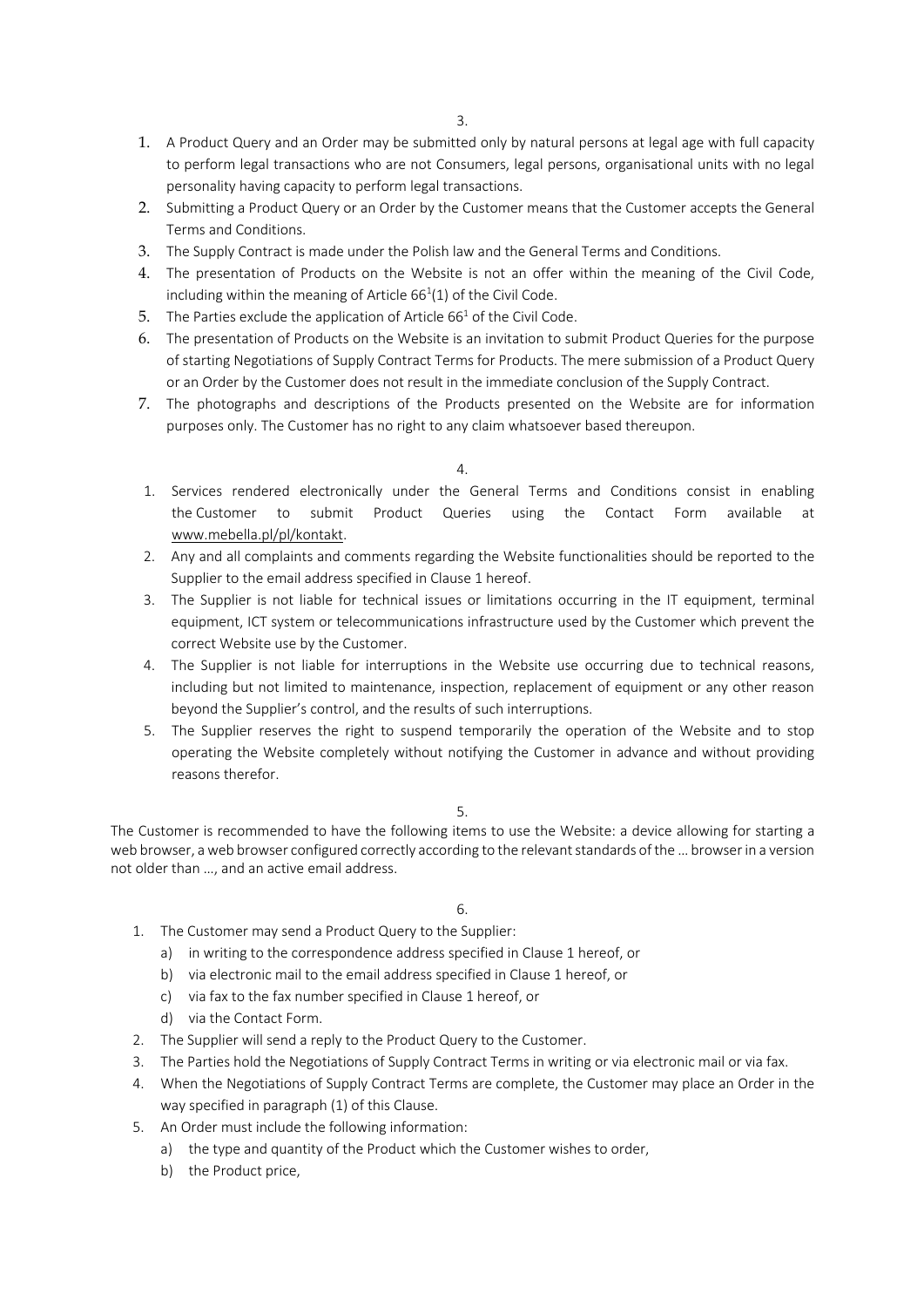3.

1. A Product Query and an Order may be submitted only by natural persons at legal age with full capacity to perform legal transactions who are not Consumers, legal persons, organisational units with no legal personality having capacity to perform legal transactions.
2. Submitting a Product Query or an Order by the Customer means that the Customer accepts the General Terms and Conditions.
3. The Supply Contract is made under the Polish law and the General Terms and Conditions.
4. The presentation of Products on the Website is not an offer within the meaning of the Civil Code, including within the meaning of Article $66^1(1)$ of the Civil Code.
5. The Parties exclude the application of Article $66^1$ of the Civil Code.
6. The presentation of Products on the Website is an invitation to submit Product Queries for the purpose of starting Negotiations of Supply Contract Terms for Products. The mere submission of a Product Query or an Order by the Customer does not result in the immediate conclusion of the Supply Contract.
7. The photographs and descriptions of the Products presented on the Website are for information purposes only. The Customer has no right to any claim whatsoever based thereupon.

4.

1. Services rendered electronically under the General Terms and Conditions consist in enabling the Customer to submit Product Queries using the Contact Form available at www.mebella.pl/pl/kontakt.
2. Any and all complaints and comments regarding the Website functionalities should be reported to the Supplier to the email address specified in Clause 1 hereof.
3. The Supplier is not liable for technical issues or limitations occurring in the IT equipment, terminal equipment, ICT system or telecommunications infrastructure used by the Customer which prevent the correct Website use by the Customer.
4. The Supplier is not liable for interruptions in the Website use occurring due to technical reasons, including but not limited to maintenance, inspection, replacement of equipment or any other reason beyond the Supplier's control, and the results of such interruptions.
5. The Supplier reserves the right to suspend temporarily the operation of the Website and to stop operating the Website completely without notifying the Customer in advance and without providing reasons therefor.

5.

The Customer is recommended to have the following items to use the Website: a device allowing for starting a web browser, a web browser configured correctly according to the relevant standards of the … browser in a version not older than …, and an active email address.

6.

1. The Customer may send a Product Query to the Supplier:
   a) in writing to the correspondence address specified in Clause 1 hereof, or
   b) via electronic mail to the email address specified in Clause 1 hereof, or
   c) via fax to the fax number specified in Clause 1 hereof, or
   d) via the Contact Form.
2. The Supplier will send a reply to the Product Query to the Customer.
3. The Parties hold the Negotiations of Supply Contract Terms in writing or via electronic mail or via fax.
4. When the Negotiations of Supply Contract Terms are complete, the Customer may place an Order in the way specified in paragraph (1) of this Clause.
5. An Order must include the following information:
   a) the type and quantity of the Product which the Customer wishes to order,
   b) the Product price,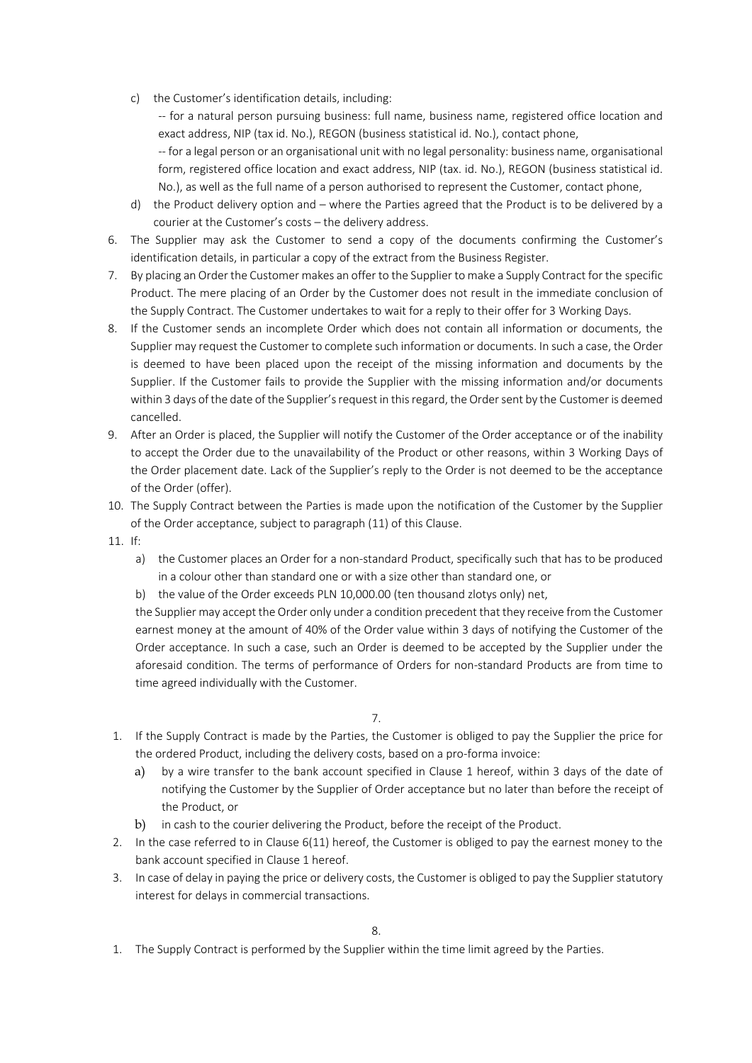c) the Customer's identification details, including:

-- for a natural person pursuing business: full name, business name, registered office location and exact address, NIP (tax id. No.), REGON (business statistical id. No.), contact phone,

-- for a legal person or an organisational unit with no legal personality: business name, organisational form, registered office location and exact address, NIP (tax. id. No.), REGON (business statistical id. No.), as well as the full name of a person authorised to represent the Customer, contact phone,

d) the Product delivery option and – where the Parties agreed that the Product is to be delivered by a courier at the Customer's costs – the delivery address.

6. The Supplier may ask the Customer to send a copy of the documents confirming the Customer's identification details, in particular a copy of the extract from the Business Register.
7. By placing an Order the Customer makes an offer to the Supplier to make a Supply Contract for the specific Product. The mere placing of an Order by the Customer does not result in the immediate conclusion of the Supply Contract. The Customer undertakes to wait for a reply to their offer for 3 Working Days.
8. If the Customer sends an incomplete Order which does not contain all information or documents, the Supplier may request the Customer to complete such information or documents. In such a case, the Order is deemed to have been placed upon the receipt of the missing information and documents by the Supplier. If the Customer fails to provide the Supplier with the missing information and/or documents within 3 days of the date of the Supplier's request in this regard, the Order sent by the Customer is deemed cancelled.
9. After an Order is placed, the Supplier will notify the Customer of the Order acceptance or of the inability to accept the Order due to the unavailability of the Product or other reasons, within 3 Working Days of the Order placement date. Lack of the Supplier's reply to the Order is not deemed to be the acceptance of the Order (offer).
10. The Supply Contract between the Parties is made upon the notification of the Customer by the Supplier of the Order acceptance, subject to paragraph (11) of this Clause.
11. If:
    a) the Customer places an Order for a non-standard Product, specifically such that has to be produced in a colour other than standard one or with a size other than standard one, or
    b) the value of the Order exceeds PLN 10,000.00 (ten thousand zlotys only) net,

    the Supplier may accept the Order only under a condition precedent that they receive from the Customer earnest money at the amount of 40% of the Order value within 3 days of notifying the Customer of the Order acceptance. In such a case, such an Order is deemed to be accepted by the Supplier under the aforesaid condition. The terms of performance of Orders for non-standard Products are from time to time agreed individually with the Customer.

7.

1. If the Supply Contract is made by the Parties, the Customer is obliged to pay the Supplier the price for the ordered Product, including the delivery costs, based on a pro-forma invoice:
    a) by a wire transfer to the bank account specified in Clause 1 hereof, within 3 days of the date of notifying the Customer by the Supplier of Order acceptance but no later than before the receipt of the Product, or
    b) in cash to the courier delivering the Product, before the receipt of the Product.
2. In the case referred to in Clause 6(11) hereof, the Customer is obliged to pay the earnest money to the bank account specified in Clause 1 hereof.
3. In case of delay in paying the price or delivery costs, the Customer is obliged to pay the Supplier statutory interest for delays in commercial transactions.

8.

1. The Supply Contract is performed by the Supplier within the time limit agreed by the Parties.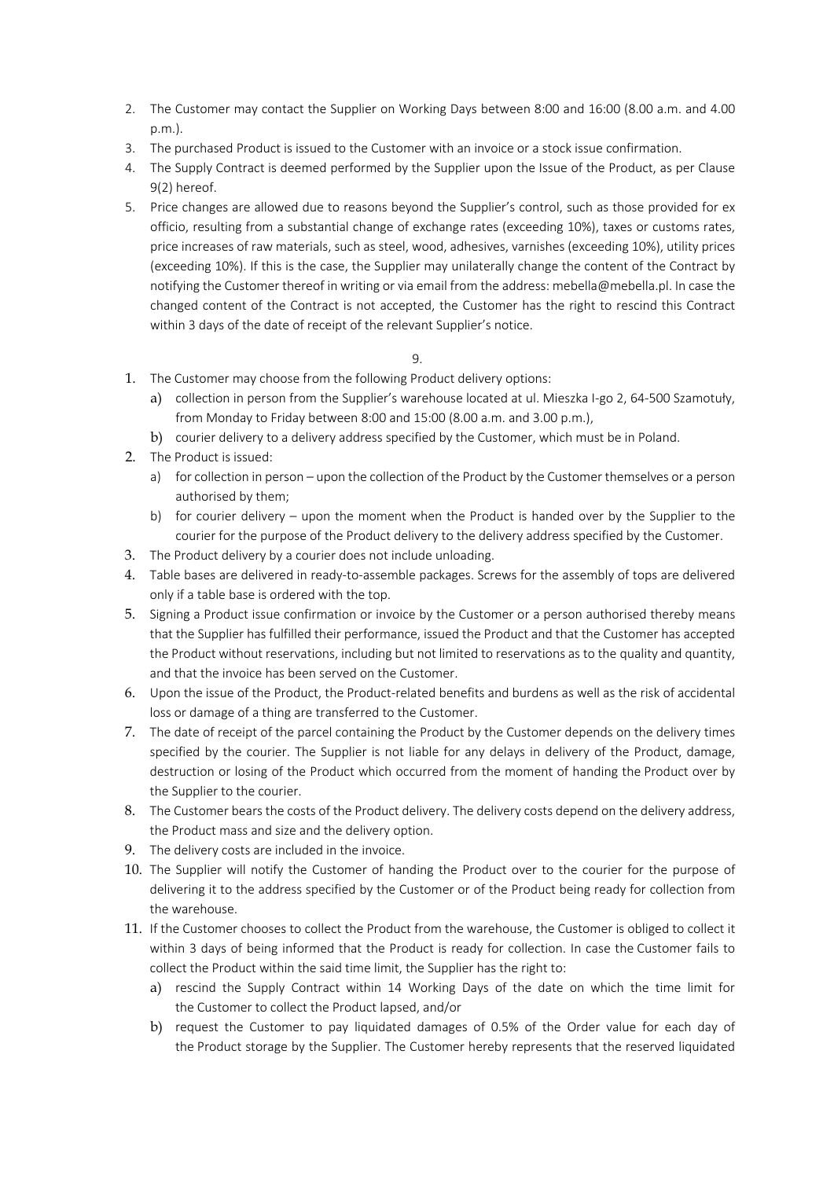2. The Customer may contact the Supplier on Working Days between 8:00 and 16:00 (8.00 a.m. and 4.00 p.m.).
3. The purchased Product is issued to the Customer with an invoice or a stock issue confirmation.
4. The Supply Contract is deemed performed by the Supplier upon the Issue of the Product, as per Clause 9(2) hereof.
5. Price changes are allowed due to reasons beyond the Supplier's control, such as those provided for ex officio, resulting from a substantial change of exchange rates (exceeding 10%), taxes or customs rates, price increases of raw materials, such as steel, wood, adhesives, varnishes (exceeding 10%), utility prices (exceeding 10%). If this is the case, the Supplier may unilaterally change the content of the Contract by notifying the Customer thereof in writing or via email from the address: mebella@mebella.pl. In case the changed content of the Contract is not accepted, the Customer has the right to rescind this Contract within 3 days of the date of receipt of the relevant Supplier's notice.

9.

1. The Customer may choose from the following Product delivery options:
   a) collection in person from the Supplier's warehouse located at ul. Mieszka I-go 2, 64-500 Szamotuły, from Monday to Friday between 8:00 and 15:00 (8.00 a.m. and 3.00 p.m.),
   b) courier delivery to a delivery address specified by the Customer, which must be in Poland.
2. The Product is issued:
   a) for collection in person – upon the collection of the Product by the Customer themselves or a person authorised by them;
   b) for courier delivery – upon the moment when the Product is handed over by the Supplier to the courier for the purpose of the Product delivery to the delivery address specified by the Customer.
3. The Product delivery by a courier does not include unloading.
4. Table bases are delivered in ready-to-assemble packages. Screws for the assembly of tops are delivered only if a table base is ordered with the top.
5. Signing a Product issue confirmation or invoice by the Customer or a person authorised thereby means that the Supplier has fulfilled their performance, issued the Product and that the Customer has accepted the Product without reservations, including but not limited to reservations as to the quality and quantity, and that the invoice has been served on the Customer.
6. Upon the issue of the Product, the Product-related benefits and burdens as well as the risk of accidental loss or damage of a thing are transferred to the Customer.
7. The date of receipt of the parcel containing the Product by the Customer depends on the delivery times specified by the courier. The Supplier is not liable for any delays in delivery of the Product, damage, destruction or losing of the Product which occurred from the moment of handing the Product over by the Supplier to the courier.
8. The Customer bears the costs of the Product delivery. The delivery costs depend on the delivery address, the Product mass and size and the delivery option.
9. The delivery costs are included in the invoice.
10. The Supplier will notify the Customer of handing the Product over to the courier for the purpose of delivering it to the address specified by the Customer or of the Product being ready for collection from the warehouse.
11. If the Customer chooses to collect the Product from the warehouse, the Customer is obliged to collect it within 3 days of being informed that the Product is ready for collection. In case the Customer fails to collect the Product within the said time limit, the Supplier has the right to:
    a) rescind the Supply Contract within 14 Working Days of the date on which the time limit for the Customer to collect the Product lapsed, and/or
    b) request the Customer to pay liquidated damages of 0.5% of the Order value for each day of the Product storage by the Supplier. The Customer hereby represents that the reserved liquidated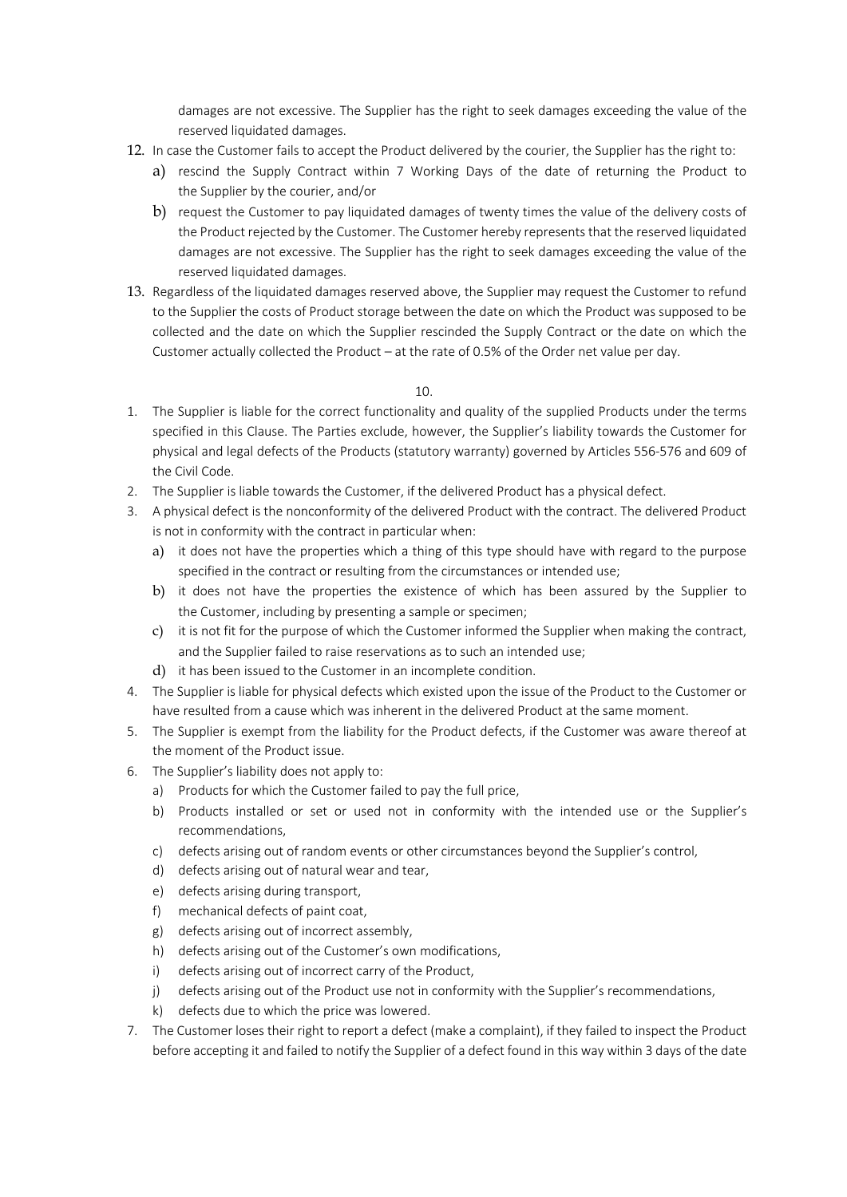damages are not excessive. The Supplier has the right to seek damages exceeding the value of the reserved liquidated damages.

12. In case the Customer fails to accept the Product delivered by the courier, the Supplier has the right to:
    a) rescind the Supply Contract within 7 Working Days of the date of returning the Product to the Supplier by the courier, and/or
    b) request the Customer to pay liquidated damages of twenty times the value of the delivery costs of the Product rejected by the Customer. The Customer hereby represents that the reserved liquidated damages are not excessive. The Supplier has the right to seek damages exceeding the value of the reserved liquidated damages.
13. Regardless of the liquidated damages reserved above, the Supplier may request the Customer to refund to the Supplier the costs of Product storage between the date on which the Product was supposed to be collected and the date on which the Supplier rescinded the Supply Contract or the date on which the Customer actually collected the Product – at the rate of 0.5% of the Order net value per day.

10.

1. The Supplier is liable for the correct functionality and quality of the supplied Products under the terms specified in this Clause. The Parties exclude, however, the Supplier's liability towards the Customer for physical and legal defects of the Products (statutory warranty) governed by Articles 556-576 and 609 of the Civil Code.
2. The Supplier is liable towards the Customer, if the delivered Product has a physical defect.
3. A physical defect is the nonconformity of the delivered Product with the contract. The delivered Product is not in conformity with the contract in particular when:
    a) it does not have the properties which a thing of this type should have with regard to the purpose specified in the contract or resulting from the circumstances or intended use;
    b) it does not have the properties the existence of which has been assured by the Supplier to the Customer, including by presenting a sample or specimen;
    c) it is not fit for the purpose of which the Customer informed the Supplier when making the contract, and the Supplier failed to raise reservations as to such an intended use;
    d) it has been issued to the Customer in an incomplete condition.
4. The Supplier is liable for physical defects which existed upon the issue of the Product to the Customer or have resulted from a cause which was inherent in the delivered Product at the same moment.
5. The Supplier is exempt from the liability for the Product defects, if the Customer was aware thereof at the moment of the Product issue.
6. The Supplier's liability does not apply to:
    a) Products for which the Customer failed to pay the full price,
    b) Products installed or set or used not in conformity with the intended use or the Supplier's recommendations,
    c) defects arising out of random events or other circumstances beyond the Supplier's control,
    d) defects arising out of natural wear and tear,
    e) defects arising during transport,
    f) mechanical defects of paint coat,
    g) defects arising out of incorrect assembly,
    h) defects arising out of the Customer's own modifications,
    i) defects arising out of incorrect carry of the Product,
    j) defects arising out of the Product use not in conformity with the Supplier's recommendations,
    k) defects due to which the price was lowered.
7. The Customer loses their right to report a defect (make a complaint), if they failed to inspect the Product before accepting it and failed to notify the Supplier of a defect found in this way within 3 days of the date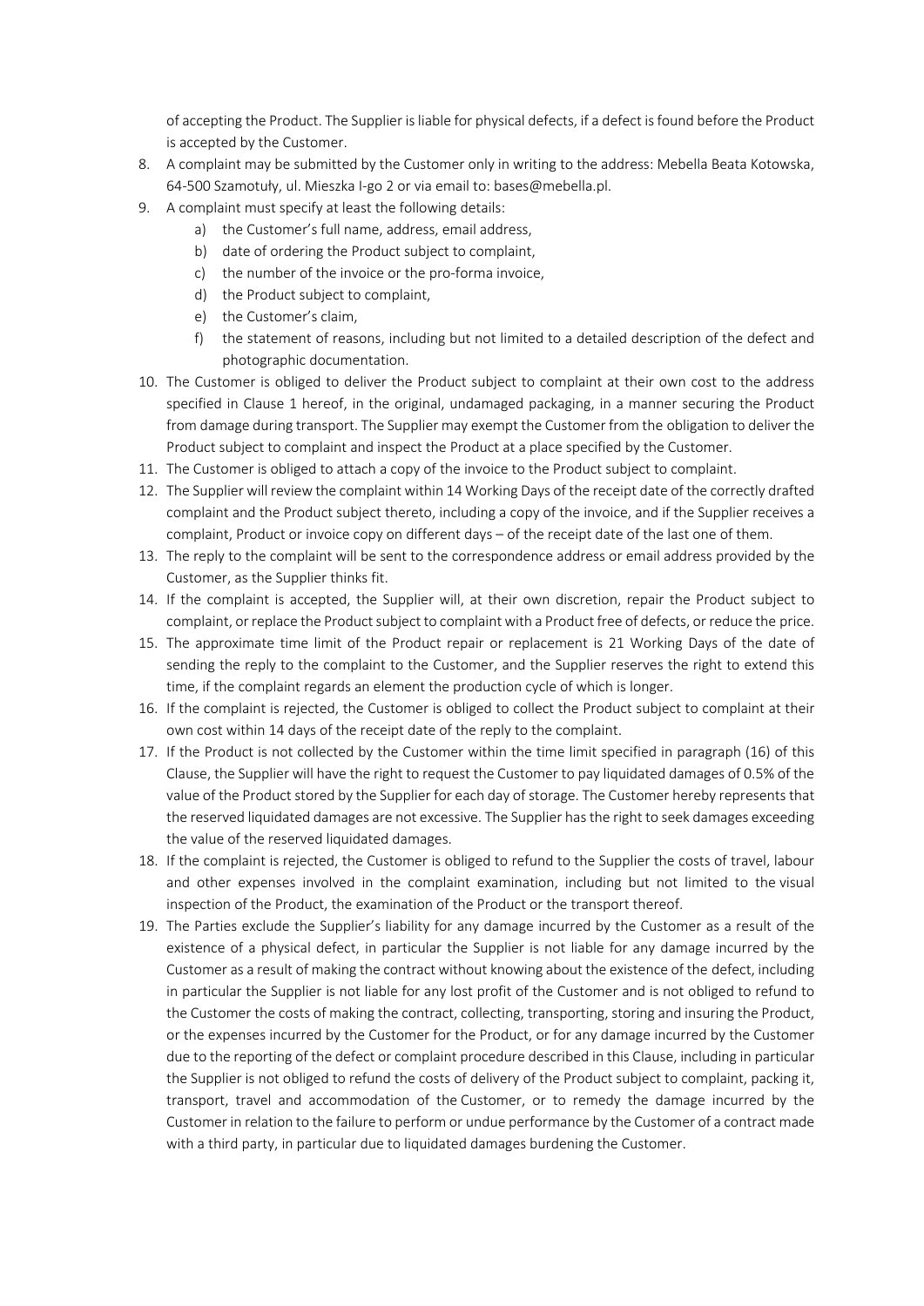of accepting the Product. The Supplier is liable for physical defects, if a defect is found before the Product is accepted by the Customer.

8. A complaint may be submitted by the Customer only in writing to the address: Mebella Beata Kotowska, 64-500 Szamotuły, ul. Mieszka I-go 2 or via email to: bases@mebella.pl.
9. A complaint must specify at least the following details:
    a) the Customer's full name, address, email address,
    b) date of ordering the Product subject to complaint,
    c) the number of the invoice or the pro-forma invoice,
    d) the Product subject to complaint,
    e) the Customer's claim,
    f) the statement of reasons, including but not limited to a detailed description of the defect and photographic documentation.
10. The Customer is obliged to deliver the Product subject to complaint at their own cost to the address specified in Clause 1 hereof, in the original, undamaged packaging, in a manner securing the Product from damage during transport. The Supplier may exempt the Customer from the obligation to deliver the Product subject to complaint and inspect the Product at a place specified by the Customer.
11. The Customer is obliged to attach a copy of the invoice to the Product subject to complaint.
12. The Supplier will review the complaint within 14 Working Days of the receipt date of the correctly drafted complaint and the Product subject thereto, including a copy of the invoice, and if the Supplier receives a complaint, Product or invoice copy on different days – of the receipt date of the last one of them.
13. The reply to the complaint will be sent to the correspondence address or email address provided by the Customer, as the Supplier thinks fit.
14. If the complaint is accepted, the Supplier will, at their own discretion, repair the Product subject to complaint, or replace the Product subject to complaint with a Product free of defects, or reduce the price.
15. The approximate time limit of the Product repair or replacement is 21 Working Days of the date of sending the reply to the complaint to the Customer, and the Supplier reserves the right to extend this time, if the complaint regards an element the production cycle of which is longer.
16. If the complaint is rejected, the Customer is obliged to collect the Product subject to complaint at their own cost within 14 days of the receipt date of the reply to the complaint.
17. If the Product is not collected by the Customer within the time limit specified in paragraph (16) of this Clause, the Supplier will have the right to request the Customer to pay liquidated damages of 0.5% of the value of the Product stored by the Supplier for each day of storage. The Customer hereby represents that the reserved liquidated damages are not excessive. The Supplier has the right to seek damages exceeding the value of the reserved liquidated damages.
18. If the complaint is rejected, the Customer is obliged to refund to the Supplier the costs of travel, labour and other expenses involved in the complaint examination, including but not limited to the visual inspection of the Product, the examination of the Product or the transport thereof.
19. The Parties exclude the Supplier's liability for any damage incurred by the Customer as a result of the existence of a physical defect, in particular the Supplier is not liable for any damage incurred by the Customer as a result of making the contract without knowing about the existence of the defect, including in particular the Supplier is not liable for any lost profit of the Customer and is not obliged to refund to the Customer the costs of making the contract, collecting, transporting, storing and insuring the Product, or the expenses incurred by the Customer for the Product, or for any damage incurred by the Customer due to the reporting of the defect or complaint procedure described in this Clause, including in particular the Supplier is not obliged to refund the costs of delivery of the Product subject to complaint, packing it, transport, travel and accommodation of the Customer, or to remedy the damage incurred by the Customer in relation to the failure to perform or undue performance by the Customer of a contract made with a third party, in particular due to liquidated damages burdening the Customer.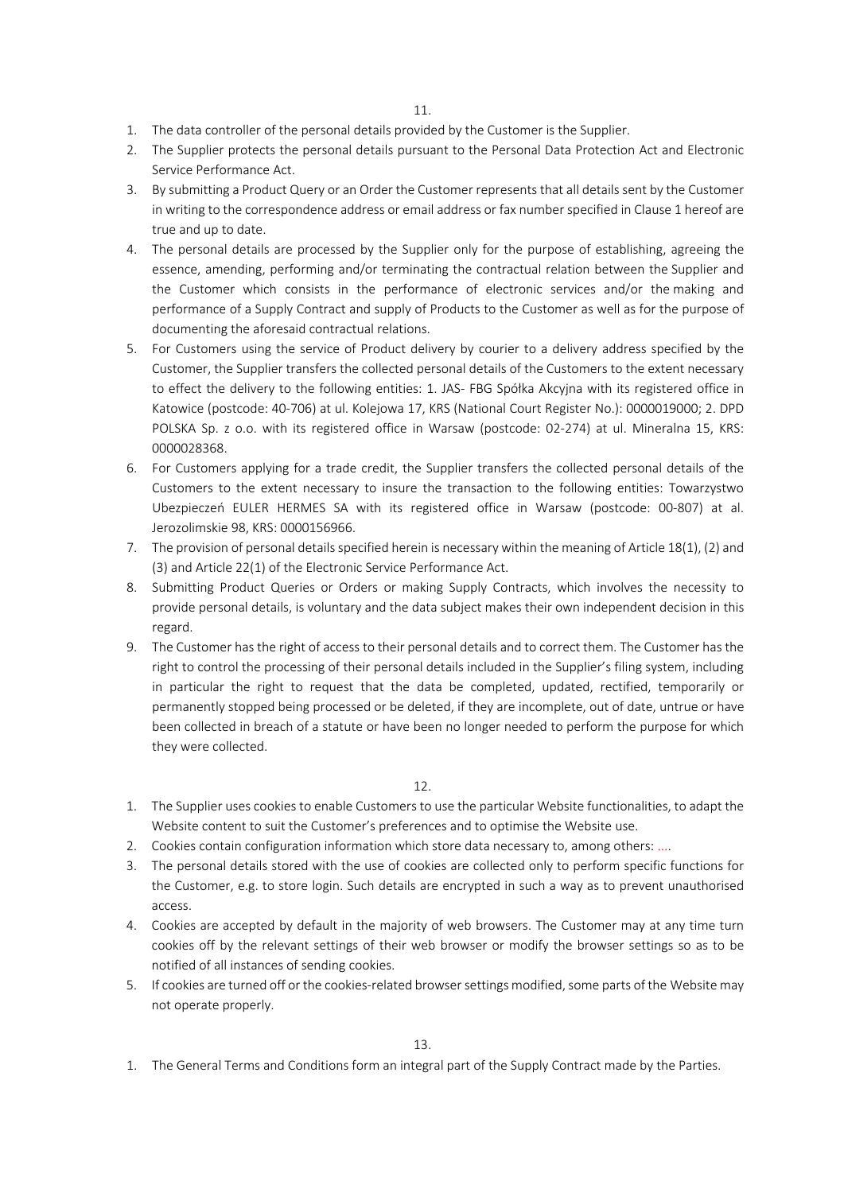## 11.

1. The data controller of the personal details provided by the Customer is the Supplier.
2. The Supplier protects the personal details pursuant to the Personal Data Protection Act and Electronic Service Performance Act.
3. By submitting a Product Query or an Order the Customer represents that all details sent by the Customer in writing to the correspondence address or email address or fax number specified in Clause 1 hereof are true and up to date.
4. The personal details are processed by the Supplier only for the purpose of establishing, agreeing the essence, amending, performing and/or terminating the contractual relation between the Supplier and the Customer which consists in the performance of electronic services and/or the making and performance of a Supply Contract and supply of Products to the Customer as well as for the purpose of documenting the aforesaid contractual relations.
5. For Customers using the service of Product delivery by courier to a delivery address specified by the Customer, the Supplier transfers the collected personal details of the Customers to the extent necessary to effect the delivery to the following entities: 1. JAS- FBG Spółka Akcyjna with its registered office in Katowice (postcode: 40-706) at ul. Kolejowa 17, KRS (National Court Register No.): 0000019000; 2. DPD POLSKA Sp. z o.o. with its registered office in Warsaw (postcode: 02-274) at ul. Mineralna 15, KRS: 0000028368.
6. For Customers applying for a trade credit, the Supplier transfers the collected personal details of the Customers to the extent necessary to insure the transaction to the following entities: Towarzystwo Ubezpieczeń EULER HERMES SA with its registered office in Warsaw (postcode: 00-807) at al. Jerozolimskie 98, KRS: 0000156966.
7. The provision of personal details specified herein is necessary within the meaning of Article 18(1), (2) and (3) and Article 22(1) of the Electronic Service Performance Act.
8. Submitting Product Queries or Orders or making Supply Contracts, which involves the necessity to provide personal details, is voluntary and the data subject makes their own independent decision in this regard.
9. The Customer has the right of access to their personal details and to correct them. The Customer has the right to control the processing of their personal details included in the Supplier's filing system, including in particular the right to request that the data be completed, updated, rectified, temporarily or permanently stopped being processed or be deleted, if they are incomplete, out of date, untrue or have been collected in breach of a statute or have been no longer needed to perform the purpose for which they were collected.

## 12.

1. The Supplier uses cookies to enable Customers to use the particular Website functionalities, to adapt the Website content to suit the Customer's preferences and to optimise the Website use.
2. Cookies contain configuration information which store data necessary to, among others: ….
3. The personal details stored with the use of cookies are collected only to perform specific functions for the Customer, e.g. to store login. Such details are encrypted in such a way as to prevent unauthorised access.
4. Cookies are accepted by default in the majority of web browsers. The Customer may at any time turn cookies off by the relevant settings of their web browser or modify the browser settings so as to be notified of all instances of sending cookies.
5. If cookies are turned off or the cookies-related browser settings modified, some parts of the Website may not operate properly.

## 13.

1. The General Terms and Conditions form an integral part of the Supply Contract made by the Parties.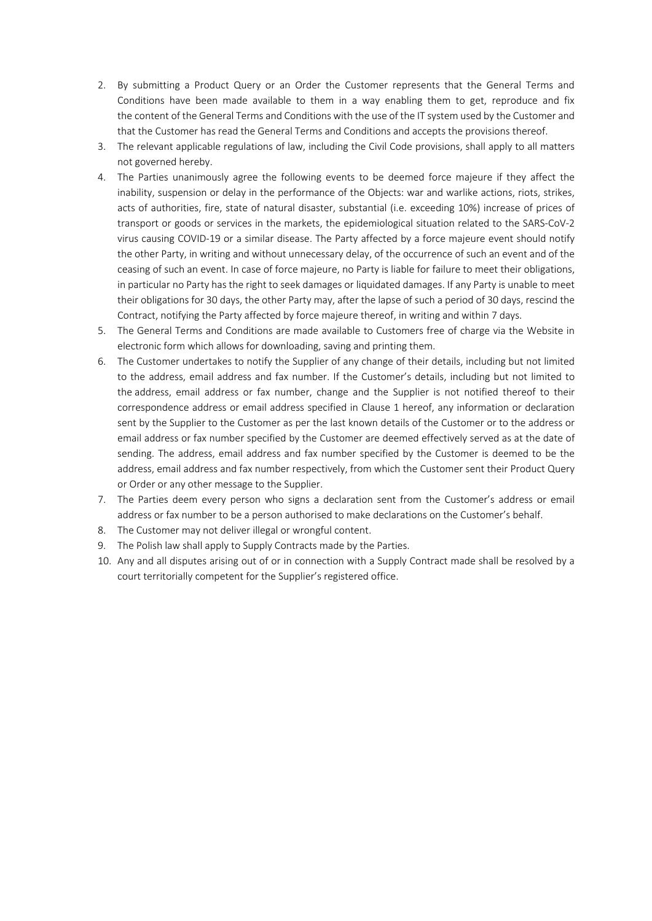2. By submitting a Product Query or an Order the Customer represents that the General Terms and Conditions have been made available to them in a way enabling them to get, reproduce and fix the content of the General Terms and Conditions with the use of the IT system used by the Customer and that the Customer has read the General Terms and Conditions and accepts the provisions thereof.
3. The relevant applicable regulations of law, including the Civil Code provisions, shall apply to all matters not governed hereby.
4. The Parties unanimously agree the following events to be deemed force majeure if they affect the inability, suspension or delay in the performance of the Objects: war and warlike actions, riots, strikes, acts of authorities, fire, state of natural disaster, substantial (i.e. exceeding 10%) increase of prices of transport or goods or services in the markets, the epidemiological situation related to the SARS-CoV-2 virus causing COVID-19 or a similar disease. The Party affected by a force majeure event should notify the other Party, in writing and without unnecessary delay, of the occurrence of such an event and of the ceasing of such an event. In case of force majeure, no Party is liable for failure to meet their obligations, in particular no Party has the right to seek damages or liquidated damages. If any Party is unable to meet their obligations for 30 days, the other Party may, after the lapse of such a period of 30 days, rescind the Contract, notifying the Party affected by force majeure thereof, in writing and within 7 days.
5. The General Terms and Conditions are made available to Customers free of charge via the Website in electronic form which allows for downloading, saving and printing them.
6. The Customer undertakes to notify the Supplier of any change of their details, including but not limited to the address, email address and fax number. If the Customer's details, including but not limited to the address, email address or fax number, change and the Supplier is not notified thereof to their correspondence address or email address specified in Clause 1 hereof, any information or declaration sent by the Supplier to the Customer as per the last known details of the Customer or to the address or email address or fax number specified by the Customer are deemed effectively served as at the date of sending. The address, email address and fax number specified by the Customer is deemed to be the address, email address and fax number respectively, from which the Customer sent their Product Query or Order or any other message to the Supplier.
7. The Parties deem every person who signs a declaration sent from the Customer's address or email address or fax number to be a person authorised to make declarations on the Customer's behalf.
8. The Customer may not deliver illegal or wrongful content.
9. The Polish law shall apply to Supply Contracts made by the Parties.
10. Any and all disputes arising out of or in connection with a Supply Contract made shall be resolved by a court territorially competent for the Supplier's registered office.